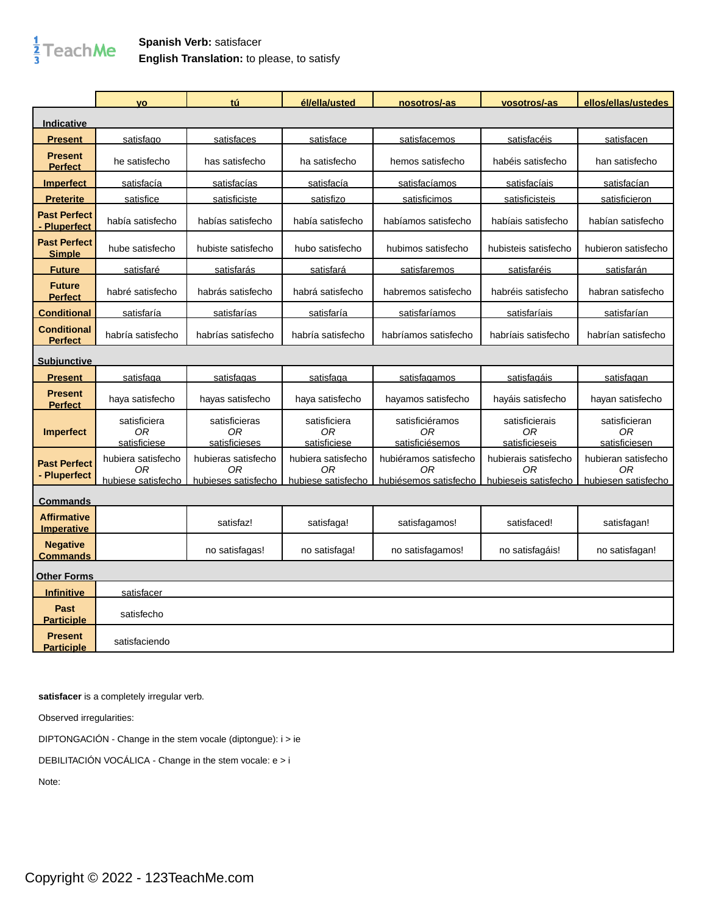**Spanish Verb:** satisfacer
**English Translation:** to please, to satisfy

| | yo | tú | él/ella/usted | nosotros/-as | vosotros/-as | ellos/ellas/ustedes |
|---|---|---|---|---|---|---|
| **Indicative** | | | | | | |
| **Present** | satisfago | satisfaces | satisface | satisfacemos | satisfacéis | satisfacen |
| **Present Perfect** | he satisfecho | has satisfecho | ha satisfecho | hemos satisfecho | habéis satisfecho | han satisfecho |
| **Imperfect** | satisfacía | satisfacías | satisfacía | satisfacíamos | satisfacíais | satisfacían |
| **Preterite** | satisfice | satisficiste | satisfizo | satisficimos | satisficisteis | satisficieron |
| **Past Perfect - Pluperfect** | había satisfecho | habías satisfecho | había satisfecho | habíamos satisfecho | habíais satisfecho | habían satisfecho |
| **Past Perfect Simple** | hube satisfecho | hubiste satisfecho | hubo satisfecho | hubimos satisfecho | hubisteis satisfecho | hubieron satisfecho |
| **Future** | satisfaré | satisfarás | satisfará | satisfaremos | satisfaréis | satisfarán |
| **Future Perfect** | habré satisfecho | habrás satisfecho | habrá satisfecho | habremos satisfecho | habréis satisfecho | habran satisfecho |
| **Conditional** | satisfaría | satisfarías | satisfaría | satisfaríamos | satisfaríais | satisfarían |
| **Conditional Perfect** | habría satisfecho | habrías satisfecho | habría satisfecho | habríamos satisfecho | habríais satisfecho | habrían satisfecho |
| **Subjunctive** | | | | | | |
| **Present** | satisfaga | satisfagas | satisfaga | satisfagamos | satisfagáis | satisfagan |
| **Present Perfect** | haya satisfecho | hayas satisfecho | haya satisfecho | hayamos satisfecho | hayáis satisfecho | hayan satisfecho |
| **Imperfect** | satisficiera *OR* satisficiese | satisficieras *OR* satisficieses | satisficiera *OR* satisficiese | satisficiéramos *OR* satisficiésemos | satisficierais *OR* satisficieseis | satisficieran *OR* satisficiesen |
| **Past Perfect - Pluperfect** | hubiera satisfecho *OR* hubiese satisfecho | hubieras satisfecho *OR* hubieses satisfecho | hubiera satisfecho *OR* hubiese satisfecho | hubiéramos satisfecho *OR* hubiésemos satisfecho | hubierais satisfecho *OR* hubieseis satisfecho | hubieran satisfecho *OR* hubiesen satisfecho |
| **Commands** | | | | | | |
| **Affirmative Imperative** | | satisfaz! | satisfaga! | satisfagamos! | satisfaced! | satisfagan! |
| **Negative Commands** | | no satisfagas! | no satisfaga! | no satisfagamos! | no satisfagáis! | no satisfagan! |
| **Other Forms** | | | | | | |
| **Infinitive** | satisfacer | | | | | |
| **Past Participle** | satisfecho | | | | | |
| **Present Participle** | satisfaciendo | | | | | |

**satisfacer** is a completely irregular verb.

Observed irregularities:

DIPTONGACIÓN - Change in the stem vocale (diptongue): i > ie

DEBILITACIÓN VOCÁLICA - Change in the stem vocale: e > i

Note:

Copyright © 2022 - 123TeachMe.com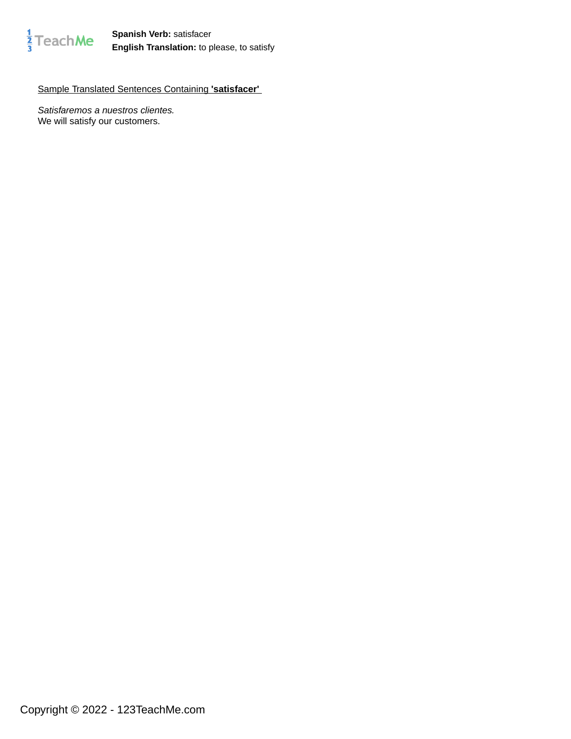**Spanish Verb:** satisfacer
**English Translation:** to please, to satisfy

Sample Translated Sentences Containing **'satisfacer'**

*Satisfaremos a nuestros clientes.*
We will satisfy our customers.

Copyright © 2022 - 123TeachMe.com